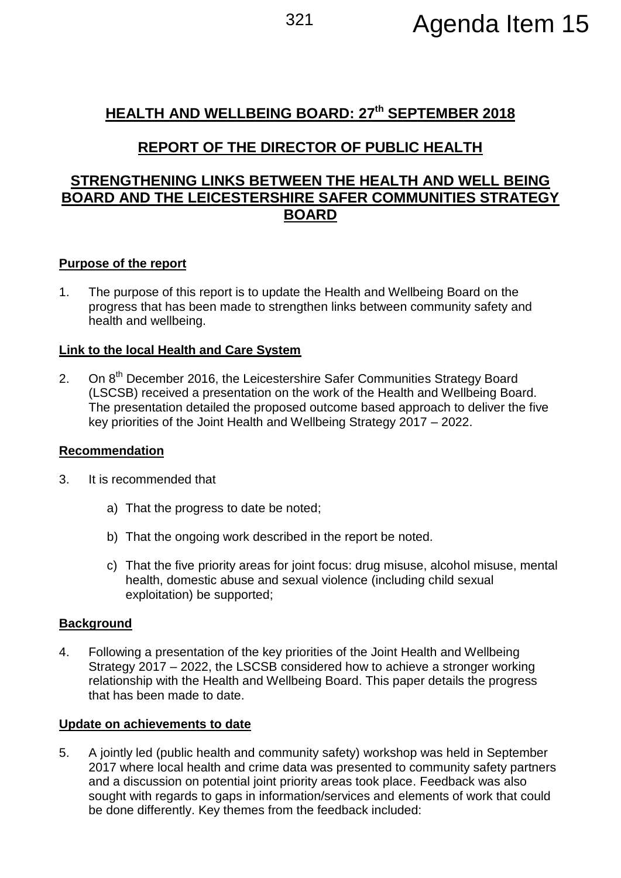Agenda Item 15

# HEALTH AND WELLBEING BOARD: 27th SEPTEMBER 2018

## REPORT OF THE DIRECTOR OF PUBLIC HEALTH

## STRENGTHENING LINKS BETWEEN THE HEALTH AND WELL BEING BOARD AND THE LEICESTERSHIRE SAFER COMMUNITIES STRATEGY BOARD

**Purpose of the report**

1. The purpose of this report is to update the Health and Wellbeing Board on the progress that has been made to strengthen links between community safety and health and wellbeing.

**Link to the local Health and Care System**

2. On 8th December 2016, the Leicestershire Safer Communities Strategy Board (LSCSB) received a presentation on the work of the Health and Wellbeing Board. The presentation detailed the proposed outcome based approach to deliver the five key priorities of the Joint Health and Wellbeing Strategy 2017 – 2022.

**Recommendation**

3. It is recommended that

   a) That the progress to date be noted;

   b) That the ongoing work described in the report be noted.

   c) That the five priority areas for joint focus: drug misuse, alcohol misuse, mental health, domestic abuse and sexual violence (including child sexual exploitation) be supported;

**Background**

4. Following a presentation of the key priorities of the Joint Health and Wellbeing Strategy 2017 – 2022, the LSCSB considered how to achieve a stronger working relationship with the Health and Wellbeing Board. This paper details the progress that has been made to date.

**Update on achievements to date**

5. A jointly led (public health and community safety) workshop was held in September 2017 where local health and crime data was presented to community safety partners and a discussion on potential joint priority areas took place. Feedback was also sought with regards to gaps in information/services and elements of work that could be done differently. Key themes from the feedback included: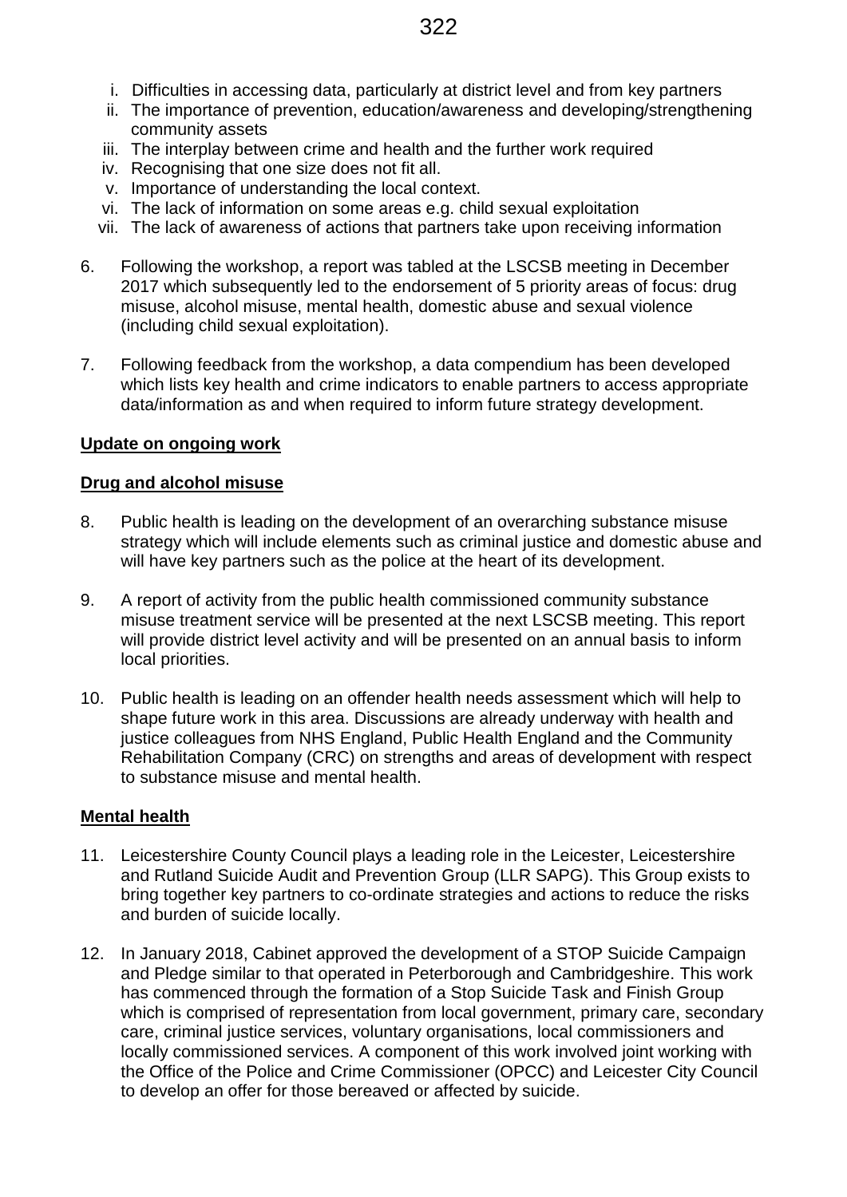i. Difficulties in accessing data, particularly at district level and from key partners
ii. The importance of prevention, education/awareness and developing/strengthening community assets
iii. The interplay between crime and health and the further work required
iv. Recognising that one size does not fit all.
v. Importance of understanding the local context.
vi. The lack of information on some areas e.g. child sexual exploitation
vii. The lack of awareness of actions that partners take upon receiving information

6. Following the workshop, a report was tabled at the LSCSB meeting in December 2017 which subsequently led to the endorsement of 5 priority areas of focus: drug misuse, alcohol misuse, mental health, domestic abuse and sexual violence (including child sexual exploitation).

7. Following feedback from the workshop, a data compendium has been developed which lists key health and crime indicators to enable partners to access appropriate data/information as and when required to inform future strategy development.

**Update on ongoing work**

**Drug and alcohol misuse**

8. Public health is leading on the development of an overarching substance misuse strategy which will include elements such as criminal justice and domestic abuse and will have key partners such as the police at the heart of its development.

9. A report of activity from the public health commissioned community substance misuse treatment service will be presented at the next LSCSB meeting. This report will provide district level activity and will be presented on an annual basis to inform local priorities.

10. Public health is leading on an offender health needs assessment which will help to shape future work in this area. Discussions are already underway with health and justice colleagues from NHS England, Public Health England and the Community Rehabilitation Company (CRC) on strengths and areas of development with respect to substance misuse and mental health.

**Mental health**

11. Leicestershire County Council plays a leading role in the Leicester, Leicestershire and Rutland Suicide Audit and Prevention Group (LLR SAPG). This Group exists to bring together key partners to co-ordinate strategies and actions to reduce the risks and burden of suicide locally.

12. In January 2018, Cabinet approved the development of a STOP Suicide Campaign and Pledge similar to that operated in Peterborough and Cambridgeshire. This work has commenced through the formation of a Stop Suicide Task and Finish Group which is comprised of representation from local government, primary care, secondary care, criminal justice services, voluntary organisations, local commissioners and locally commissioned services. A component of this work involved joint working with the Office of the Police and Crime Commissioner (OPCC) and Leicester City Council to develop an offer for those bereaved or affected by suicide.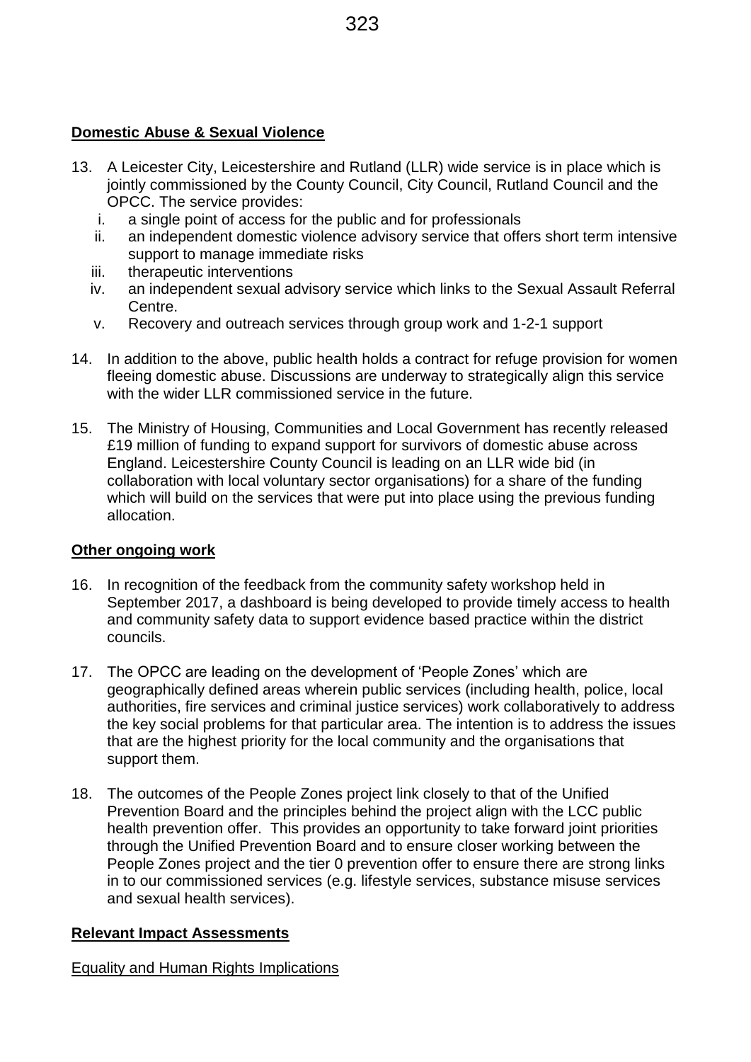**Domestic Abuse & Sexual Violence**

13. A Leicester City, Leicestershire and Rutland (LLR) wide service is in place which is jointly commissioned by the County Council, City Council, Rutland Council and the OPCC. The service provides:
    i. a single point of access for the public and for professionals
    ii. an independent domestic violence advisory service that offers short term intensive support to manage immediate risks
    iii. therapeutic interventions
    iv. an independent sexual advisory service which links to the Sexual Assault Referral Centre.
    v. Recovery and outreach services through group work and 1-2-1 support

14. In addition to the above, public health holds a contract for refuge provision for women fleeing domestic abuse. Discussions are underway to strategically align this service with the wider LLR commissioned service in the future.

15. The Ministry of Housing, Communities and Local Government has recently released £19 million of funding to expand support for survivors of domestic abuse across England. Leicestershire County Council is leading on an LLR wide bid (in collaboration with local voluntary sector organisations) for a share of the funding which will build on the services that were put into place using the previous funding allocation.

**Other ongoing work**

16. In recognition of the feedback from the community safety workshop held in September 2017, a dashboard is being developed to provide timely access to health and community safety data to support evidence based practice within the district councils.

17. The OPCC are leading on the development of 'People Zones' which are geographically defined areas wherein public services (including health, police, local authorities, fire services and criminal justice services) work collaboratively to address the key social problems for that particular area. The intention is to address the issues that are the highest priority for the local community and the organisations that support them.

18. The outcomes of the People Zones project link closely to that of the Unified Prevention Board and the principles behind the project align with the LCC public health prevention offer. This provides an opportunity to take forward joint priorities through the Unified Prevention Board and to ensure closer working between the People Zones project and the tier 0 prevention offer to ensure there are strong links in to our commissioned services (e.g. lifestyle services, substance misuse services and sexual health services).

**Relevant Impact Assessments**

Equality and Human Rights Implications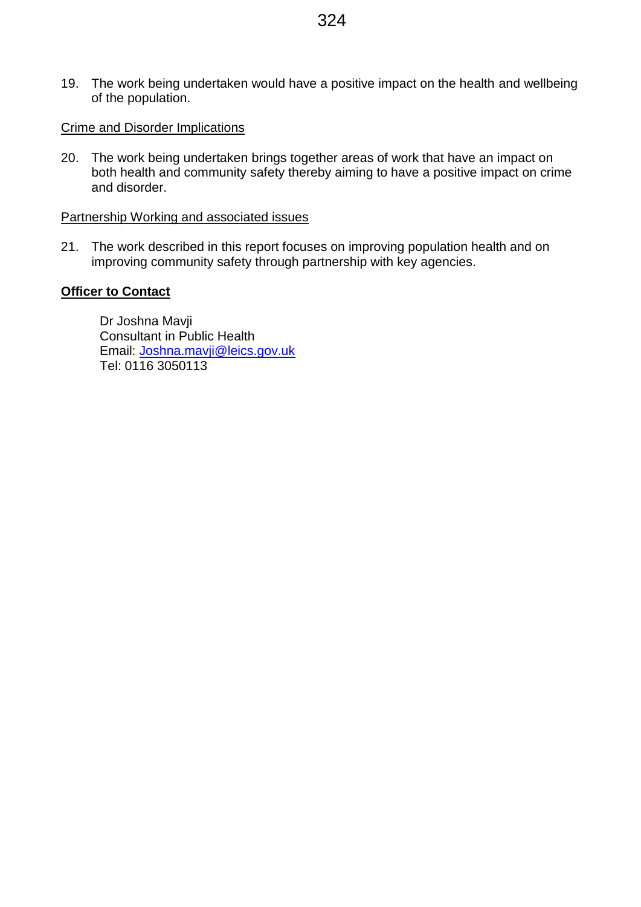19. The work being undertaken would have a positive impact on the health and wellbeing of the population.

Crime and Disorder Implications

20. The work being undertaken brings together areas of work that have an impact on both health and community safety thereby aiming to have a positive impact on crime and disorder.

Partnership Working and associated issues

21. The work described in this report focuses on improving population health and on improving community safety through partnership with key agencies.

**Officer to Contact**

Dr Joshna Mavji
Consultant in Public Health
Email: Joshna.mavji@leics.gov.uk
Tel: 0116 3050113